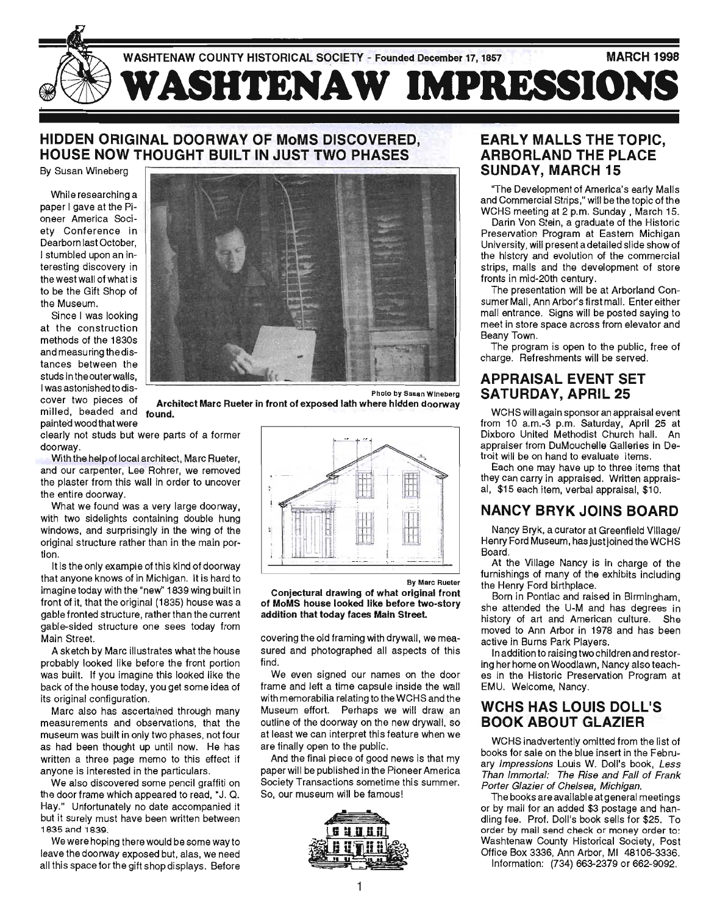WASHTENAW COUNTY HISTORICAL SOCIETY - Founded December 17, 1857 MARCH 1998

# WASHTENAW IMPRESSIONS

## HIDDEN ORIGINAL DOORWAY OF MoMS DISCOVERED, HOUSE NOW THOUGHT BUILT IN JUST TWO PHASES

By Susan Wineberg

While researching a paper I gave at the Pioneer America Society Conference in Dearborn last October, I stumbled upon an interesting discovery in the west wall of what is to be the Gift Shop of the Museum.

Since I was looking at the construction methods of the 1830s and measuring the distances between the studs in the outer walls, I was astonished to discover two pieces of milled, beaded and painted wood that were clearly not studs but were parts of a former doorway.

Photo by Susan Wineberg

**Architect Marc Rueter in front of exposed lath where hidden doorway found.**

With the help of local architect, Marc Rueter, and our carpenter, Lee Rohrer, we removed the plaster from this wall in order to uncover the entire doorway.

What we found was a very large doorway, with two sidelights containing double hung windows, and surprisingly in the wing of the original structure rather than in the main portion.

It is the only example of this kind of doorway that anyone knows of in Michigan. It is hard to imagine today with the "new" 1839 wing built in front of it, that the original (1835) house was a gable fronted structure, rather than the current gable-sided structure one sees today from Main Street.

A sketch by Marc illustrates what the house probably looked like before the front portion was built. If you imagine this looked like the back of the house today, you get some idea of its original configuration.

Marc also has ascertained through many measurements and observations, that the museum was built in only two phases, not four as had been thought up until now. He has written a three page memo to this effect if anyone is interested in the particulars.

We also discovered some pencil graffiti on the door frame which appeared to read, "J. Q. Hay." Unfortunately no date accompanied it but it surely must have been written between 1835 and 1839.

We were hoping there would be some way to leave the doorway exposed but, alas, we need all this space for the gift shop displays. Before covering the old framing with drywall, we measured and photographed all aspects of this find.

By Marc Rueter

**Conjectural drawing of what original front of MoMS house looked like before two-story addition that today faces Main Street.**

We even signed our names on the door frame and left a time capsule inside the wall with memorabilia relating to the WCHS and the Museum effort. Perhaps we will draw an outline of the doorway on the new drywall, so at least we can interpret this feature when we are finally open to the public.

And the final piece of good news is that my paper will be published in the Pioneer America Society Transactions sometime this summer. So, our museum will be famous!

## EARLY MALLS THE TOPIC, ARBORLAND THE PLACE SUNDAY, MARCH 15

"The Development of America's early Malls and Commercial Strips," will be the topic of the WCHS meeting at 2 p.m. Sunday, March 15.

Darin Von Stein, a graduate of the Historic Preservation Program at Eastern Michigan University, will present a detailed slide show of the history and evolution of the commercial strips, malls and the development of store fronts in mid-20th century.

The presentation will be at Arborland Consumer Mall, Ann Arbor's first mall. Enter either mall entrance. Signs will be posted saying to meet in store space across from elevator and Beany Town.

The program is open to the public, free of charge. Refreshments will be served.

## APPRAISAL EVENT SET SATURDAY, APRIL 25

WCHS will again sponsor an appraisal event from 10 a.m.-3 p.m. Saturday, April 25 at Dixboro United Methodist Church hall. An appraiser from DuMouchelle Galleries in Detroit will be on hand to evaluate items.

Each one may have up to three items that they can carry in appraised. Written appraisal, $15 each item, verbal appraisal, $10.

## NANCY BRYK JOINS BOARD

Nancy Bryk, a curator at Greenfield Village/ Henry Ford Museum, has just joined the WCHS Board.

At the Village Nancy is in charge of the furnishings of many of the exhibits including the Henry Ford birthplace.

Born in Pontiac and raised in Birmingham, she attended the U-M and has degrees in history of art and American culture. She moved to Ann Arbor in 1978 and has been active in Burns Park Players.

In addition to raising two children and restoring her home on Woodlawn, Nancy also teaches in the Historic Preservation Program at EMU. Welcome, Nancy.

## WCHS HAS LOUIS DOLL'S BOOK ABOUT GLAZIER

WCHS inadvertently omitted from the list of books for sale on the blue insert in the February *Impressions* Louis W. Doll's book, *Less Than Immortal: The Rise and Fall of Frank Porter Glazier of Chelsea, Michigan.*

The books are available at general meetings or by mail for an added $3 postage and handling fee. Prof. Doll's book sells for $25. To order by mail send check or money order to: Washtenaw County Historical Society, Post Office Box 3336, Ann Arbor, MI 48106-3336. Information: (734) 663-2379 or 662-9092.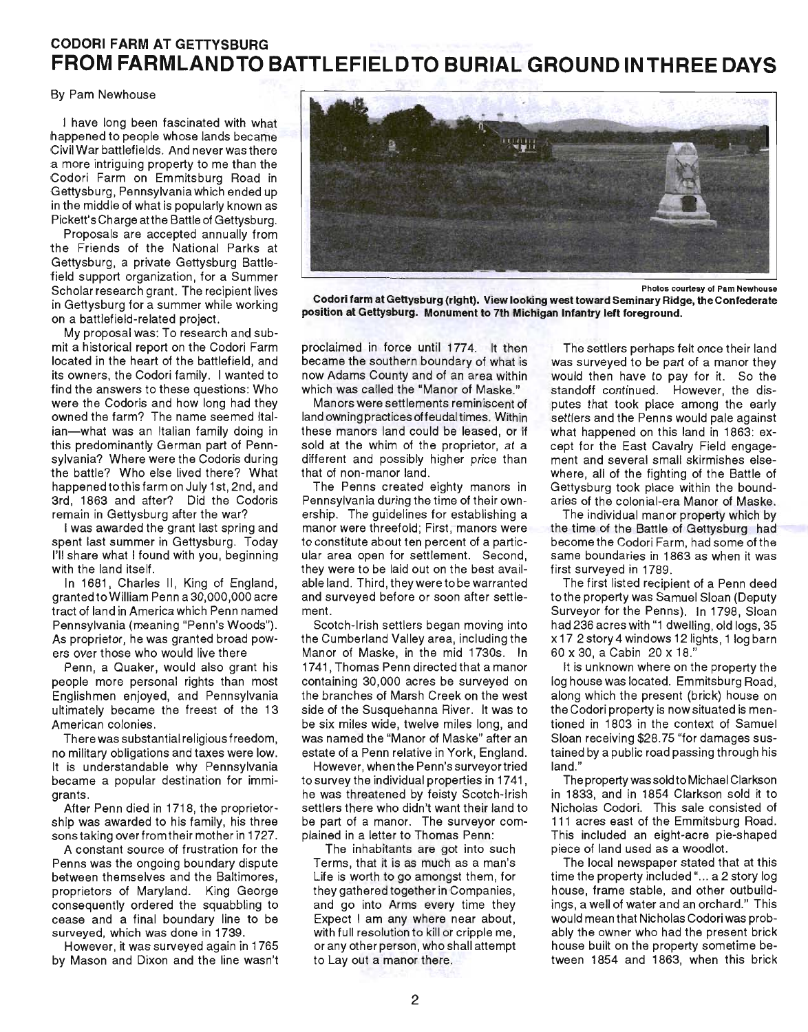**CODORI FARM AT GETTYSBURG**

# FROM FARMLAND TO BATTLEFIELD TO BURIAL GROUND IN THREE DAYS

By Pam Newhouse

I have long been fascinated with what happened to people whose lands became Civil War battlefields. And never was there a more intriguing property to me than the Codori Farm on Emmitsburg Road in Gettysburg, Pennsylvania which ended up in the middle of what is popularly known as Pickett's Charge at the Battle of Gettysburg.

Proposals are accepted annually from the Friends of the National Parks at Gettysburg, a private Gettysburg Battlefield support organization, for a Summer Scholar research grant. The recipient lives in Gettysburg for a summer while working on a battlefield-related project.

My proposal was: To research and submit a historical report on the Codori Farm located in the heart of the battlefield, and its owners, the Codori family. I wanted to find the answers to these questions: Who were the Codoris and how long had they owned the farm? The name seemed Italian—what was an Italian family doing in this predominantly German part of Pennsylvania? Where were the Codoris during the battle? Who else lived there? What happened to this farm on July 1st, 2nd, and 3rd, 1863 and after? Did the Codoris remain in Gettysburg after the war?

I was awarded the grant last spring and spent last summer in Gettysburg. Today I'll share what I found with you, beginning with the land itself.

In 1681, Charles II, King of England, granted to William Penn a 30,000,000 acre tract of land in America which Penn named Pennsylvania (meaning "Penn's Woods"). As proprietor, he was granted broad powers over those who would live there

Penn, a Quaker, would also grant his people more personal rights than most Englishmen enjoyed, and Pennsylvania ultimately became the freest of the 13 American colonies.

There was substantial religious freedom, no military obligations and taxes were low. It is understandable why Pennsylvania became a popular destination for immigrants.

After Penn died in 1718, the proprietorship was awarded to his family, his three sons taking over from their mother in 1727.

A constant source of frustration for the Penns was the ongoing boundary dispute between themselves and the Baltimores, proprietors of Maryland. King George consequently ordered the squabbling to cease and a final boundary line to be surveyed, which was done in 1739.

However, it was surveyed again in 1765 by Mason and Dixon and the line wasn't proclaimed in force until 1774. It then became the southern boundary of what is now Adams County and of an area within which was called the "Manor of Maske."

Photos courtesy of Pam Newhouse

**Codori farm at Gettysburg (right). View looking west toward Seminary Ridge, the Confederate position at Gettysburg. Monument to 7th Michigan Infantry left foreground.**

Manors were settlements reminiscent of land owning practices of feudal times. Within these manors land could be leased, or if sold at the whim of the proprietor, at a different and possibly higher price than that of non-manor land.

The Penns created eighty manors in Pennsylvania during the time of their ownership. The guidelines for establishing a manor were threefold; First, manors were to constitute about ten percent of a particular area open for settlement. Second, they were to be laid out on the best available land. Third, they were to be warranted and surveyed before or soon after settlement.

Scotch-Irish settlers began moving into the Cumberland Valley area, including the Manor of Maske, in the mid 1730s. In 1741, Thomas Penn directed that a manor containing 30,000 acres be surveyed on the branches of Marsh Creek on the west side of the Susquehanna River. It was to be six miles wide, twelve miles long, and was named the "Manor of Maske" after an estate of a Penn relative in York, England.

However, when the Penn's surveyor tried to survey the individual properties in 1741, he was threatened by feisty Scotch-Irish settlers there who didn't want their land to be part of a manor. The surveyor complained in a letter to Thomas Penn:

> The inhabitants are got into such Terms, that it is as much as a man's Life is worth to go amongst them, for they gathered together in Companies, and go into Arms every time they Expect I am any where near about, with full resolution to kill or cripple me, or any other person, who shall attempt to Lay out a manor there.

The settlers perhaps felt once their land was surveyed to be part of a manor they would then have to pay for it. So the standoff continued. However, the disputes that took place among the early settlers and the Penns would pale against what happened on this land in 1863: except for the East Cavalry Field engagement and several small skirmishes elsewhere, all of the fighting of the Battle of Gettysburg took place within the boundaries of the colonial-era Manor of Maske.

The individual manor property which by the time of the Battle of Gettysburg had become the Codori Farm, had some of the same boundaries in 1863 as when it was first surveyed in 1789.

The first listed recipient of a Penn deed to the property was Samuel Sloan (Deputy Surveyor for the Penns). In 1798, Sloan had 236 acres with "1 dwelling, old logs, 35 x 17 2 story 4 windows 12 lights, 1 log barn 60 x 30, a Cabin 20 x 18."

It is unknown where on the property the log house was located. Emmitsburg Road, along which the present (brick) house on the Codori property is now situated is mentioned in 1803 in the context of Samuel Sloan receiving $28.75 "for damages sustained by a public road passing through his land."

The property was sold to Michael Clarkson in 1833, and in 1854 Clarkson sold it to Nicholas Codori. This sale consisted of 111 acres east of the Emmitsburg Road. This included an eight-acre pie-shaped piece of land used as a woodlot.

The local newspaper stated that at this time the property included "... a 2 story log house, frame stable, and other outbuildings, a well of water and an orchard." This would mean that Nicholas Codori was probably the owner who had the present brick house built on the property sometime between 1854 and 1863, when this brick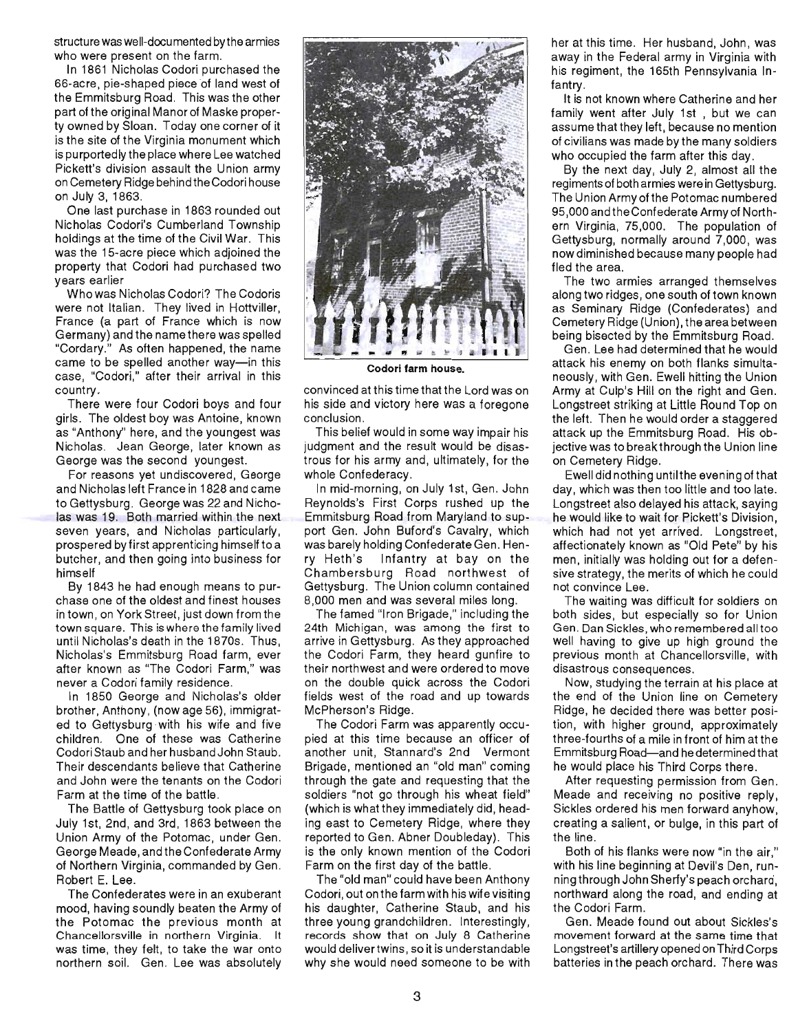structure was well-documented by the armies who were present on the farm.

In 1861 Nicholas Codori purchased the 66-acre, pie-shaped piece of land west of the Emmitsburg Road. This was the other part of the original Manor of Maske property owned by Sloan. Today one corner of it is the site of the Virginia monument which is purportedly the place where Lee watched Pickett's division assault the Union army on Cemetery Ridge behind the Codori house on July 3, 1863.

One last purchase in 1863 rounded out Nicholas Codori's Cumberland Township holdings at the time of the Civil War. This was the 15-acre piece which adjoined the property that Codori had purchased two years earlier

Who was Nicholas Codori? The Codoris were not Italian. They lived in Hottviller, France (a part of France which is now Germany) and the name there was spelled "Cordary." As often happened, the name came to be spelled another way—in this case, "Codori," after their arrival in this country.

There were four Codori boys and four girls. The oldest boy was Antoine, known as "Anthony" here, and the youngest was Nicholas. Jean George, later known as George was the second youngest.

For reasons yet undiscovered, George and Nicholas left France in 1828 and came to Gettysburg. George was 22 and Nicholas was 19. Both married within the next seven years, and Nicholas particularly, prospered by first apprenticing himself to a butcher, and then going into business for himself

By 1843 he had enough means to purchase one of the oldest and finest houses in town, on York Street, just down from the town square. This is where the family lived until Nicholas's death in the 1870s. Thus, Nicholas's Emmitsburg Road farm, ever after known as "The Codori Farm," was never a Codori family residence.

In 1850 George and Nicholas's older brother, Anthony, (now age 56), immigrated to Gettysburg with his wife and five children. One of these was Catherine Codori Staub and her husband John Staub. Their descendants believe that Catherine and John were the tenants on the Codori Farm at the time of the battle.

The Battle of Gettysburg took place on July 1st, 2nd, and 3rd, 1863 between the Union Army of the Potomac, under Gen. George Meade, and the Confederate Army of Northern Virginia, commanded by Gen. Robert E. Lee.

The Confederates were in an exuberant mood, having soundly beaten the Army of the Potomac the previous month at Chancellorsville in northern Virginia. It was time, they felt, to take the war onto northern soil. Gen. Lee was absolutely convinced at this time that the Lord was on his side and victory here was a foregone conclusion.

Codori farm house.

This belief would in some way impair his judgment and the result would be disastrous for his army and, ultimately, for the whole Confederacy.

In mid-morning, on July 1st, Gen. John Reynolds's First Corps rushed up the Emmitsburg Road from Maryland to support Gen. John Buford's Cavalry, which was barely holding Confederate Gen. Henry Heth's Infantry at bay on the Chambersburg Road northwest of Gettysburg. The Union column contained 8,000 men and was several miles long.

The famed "Iron Brigade," including the 24th Michigan, was among the first to arrive in Gettysburg. As they approached the Codori Farm, they heard gunfire to their northwest and were ordered to move on the double quick across the Codori fields west of the road and up towards McPherson's Ridge.

The Codori Farm was apparently occupied at this time because an officer of another unit, Stannard's 2nd Vermont Brigade, mentioned an "old man" coming through the gate and requesting that the soldiers "not go through his wheat field" (which is what they immediately did, heading east to Cemetery Ridge, where they reported to Gen. Abner Doubleday). This is the only known mention of the Codori Farm on the first day of the battle.

The "old man" could have been Anthony Codori, out on the farm with his wife visiting his daughter, Catherine Staub, and his three young grandchildren. Interestingly, records show that on July 8 Catherine would deliver twins, so it is understandable why she would need someone to be with her at this time. Her husband, John, was away in the Federal army in Virginia with his regiment, the 165th Pennsylvania Infantry.

It is not known where Catherine and her family went after July 1st , but we can assume that they left, because no mention of civilians was made by the many soldiers who occupied the farm after this day.

By the next day, July 2, almost all the regiments of both armies were in Gettysburg. The Union Army of the Potomac numbered 95,000 and the Confederate Army of Northern Virginia, 75,000. The population of Gettysburg, normally around 7,000, was now diminished because many people had fled the area.

The two armies arranged themselves along two ridges, one south of town known as Seminary Ridge (Confederates) and Cemetery Ridge (Union), the area between being bisected by the Emmitsburg Road.

Gen. Lee had determined that he would attack his enemy on both flanks simultaneously, with Gen. Ewell hitting the Union Army at Culp's Hill on the right and Gen. Longstreet striking at Little Round Top on the left. Then he would order a staggered attack up the Emmitsburg Road. His objective was to break through the Union line on Cemetery Ridge.

Ewell did nothing until the evening of that day, which was then too little and too late. Longstreet also delayed his attack, saying he would like to wait for Pickett's Division, which had not yet arrived. Longstreet, affectionately known as "Old Pete" by his men, initially was holding out for a defensive strategy, the merits of which he could not convince Lee.

The waiting was difficult for soldiers on both sides, but especially so for Union Gen. Dan Sickles, who remembered all too well having to give up high ground the previous month at Chancellorsville, with disastrous consequences.

Now, studying the terrain at his place at the end of the Union line on Cemetery Ridge, he decided there was better position, with higher ground, approximately three-fourths of a mile in front of him at the Emmitsburg Road—and he determined that he would place his Third Corps there.

After requesting permission from Gen. Meade and receiving no positive reply, Sickles ordered his men forward anyhow, creating a salient, or bulge, in this part of the line.

Both of his flanks were now "in the air," with his line beginning at Devil's Den, running through John Sherfy's peach orchard, northward along the road, and ending at the Codori Farm.

Gen. Meade found out about Sickles's movement forward at the same time that Longstreet's artillery opened on Third Corps batteries in the peach orchard. There was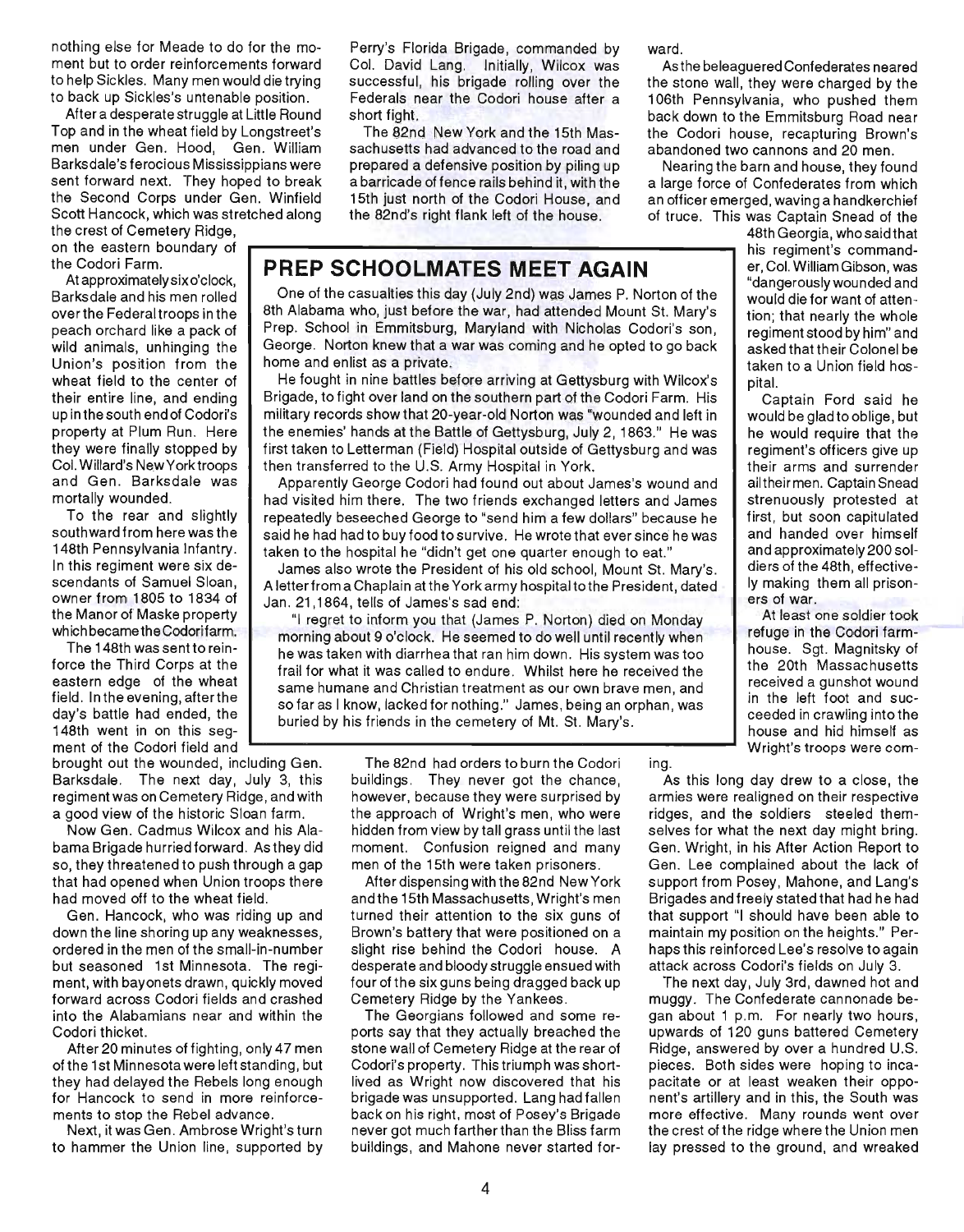nothing else for Meade to do for the moment but to order reinforcements forward to help Sickles. Many men would die trying to back up Sickles's untenable position.

After a desperate struggle at Little Round Top and in the wheat field by Longstreet's men under Gen. Hood, Gen. William Barksdale's ferocious Mississippians were sent forward next. They hoped to break the Second Corps under Gen. Winfield Scott Hancock, which was stretched along the crest of Cemetery Ridge, on the eastern boundary of the Codori Farm.

At approximately six o'clock, Barksdale and his men rolled over the Federal troops in the peach orchard like a pack of wild animals, unhinging the Union's position from the wheat field to the center of their entire line, and ending up in the south end of Codori's property at Plum Run. Here they were finally stopped by Col. Willard's New York troops and Gen. Barksdale was mortally wounded.

To the rear and slightly southward from here was the 148th Pennsylvania Infantry. In this regiment were six descendants of Samuel Sloan, owner from 1805 to 1834 of the Manor of Maske property which became the Codori farm.

The 148th was sent to reinforce the Third Corps at the eastern edge of the wheat field. In the evening, after the day's battle had ended, the 148th went in on this segment of the Codori field and brought out the wounded, including Gen. Barksdale. The next day, July 3, this regiment was on Cemetery Ridge, and with a good view of the historic Sloan farm.

Now Gen. Cadmus Wilcox and his Alabama Brigade hurried forward. As they did so, they threatened to push through a gap that had opened when Union troops there had moved off to the wheat field.

Gen. Hancock, who was riding up and down the line shoring up any weaknesses, ordered in the men of the small-in-number but seasoned 1st Minnesota. The regiment, with bayonets drawn, quickly moved forward across Codori fields and crashed into the Alabamians near and within the Codori thicket.

After 20 minutes of fighting, only 47 men of the 1st Minnesota were left standing, but they had delayed the Rebels long enough for Hancock to send in more reinforcements to stop the Rebel advance.

Next, it was Gen. Ambrose Wright's turn to hammer the Union line, supported by Perry's Florida Brigade, commanded by Col. David Lang. Initially, Wilcox was successful, his brigade rolling over the Federals near the Codori house after a short fight.

The 82nd New York and the 15th Massachusetts had advanced to the road and prepared a defensive position by piling up a barricade of fence rails behind it, with the 15th just north of the Codori House, and the 82nd's right flank left of the house.

The 82nd had orders to burn the Codori buildings. They never got the chance, however, because they were surprised by the approach of Wright's men, who were hidden from view by tall grass until the last moment. Confusion reigned and many men of the 15th were taken prisoners.

After dispensing with the 82nd New York and the 15th Massachusetts, Wright's men turned their attention to the six guns of Brown's battery that were positioned on a slight rise behind the Codori house. A desperate and bloody struggle ensued with four of the six guns being dragged back up Cemetery Ridge by the Yankees.

The Georgians followed and some reports say that they actually breached the stone wall of Cemetery Ridge at the rear of Codori's property. This triumph was short-lived as Wright now discovered that his brigade was unsupported. Lang had fallen back on his right, most of Posey's Brigade never got much farther than the Bliss farm buildings, and Mahone never started forward.

As the beleaguered Confederates neared the stone wall, they were charged by the 106th Pennsylvania, who pushed them back down to the Emmitsburg Road near the Codori house, recapturing Brown's abandoned two cannons and 20 men.

Nearing the barn and house, they found a large force of Confederates from which an officer emerged, waving a handkerchief of truce. This was Captain Snead of the 48th Georgia, who said that his regiment's commander, Col. William Gibson, was "dangerously wounded and would die for want of attention; that nearly the whole regiment stood by him" and asked that their Colonel be taken to a Union field hospital.

Captain Ford said he would be glad to oblige, but he would require that the regiment's officers give up their arms and surrender all their men. Captain Snead strenuously protested at first, but soon capitulated and handed over himself and approximately 200 soldiers of the 48th, effectively making them all prisoners of war.

At least one soldier took refuge in the Codori farmhouse. Sgt. Magnitsky of the 20th Massachusetts received a gunshot wound in the left foot and succeeded in crawling into the house and hid himself as Wright's troops were coming.

As this long day drew to a close, the armies were realigned on their respective ridges, and the soldiers steeled themselves for what the next day might bring. Gen. Wright, in his After Action Report to Gen. Lee complained about the lack of support from Posey, Mahone, and Lang's Brigades and freely stated that had he had that support "I should have been able to maintain my position on the heights." Perhaps this reinforced Lee's resolve to again attack across Codori's fields on July 3.

The next day, July 3rd, dawned hot and muggy. The Confederate cannonade began about 1 p.m. For nearly two hours, upwards of 120 guns battered Cemetery Ridge, answered by over a hundred U.S. pieces. Both sides were hoping to incapacitate or at least weaken their opponent's artillery and in this, the South was more effective. Many rounds went over the crest of the ridge where the Union men lay pressed to the ground, and wreaked

## PREP SCHOOLMATES MEET AGAIN

One of the casualties this day (July 2nd) was James P. Norton of the 8th Alabama who, just before the war, had attended Mount St. Mary's Prep. School in Emmitsburg, Maryland with Nicholas Codori's son, George. Norton knew that a war was coming and he opted to go back home and enlist as a private.

He fought in nine battles before arriving at Gettysburg with Wilcox's Brigade, to fight over land on the southern part of the Codori Farm. His military records show that 20-year-old Norton was "wounded and left in the enemies' hands at the Battle of Gettysburg, July 2, 1863." He was first taken to Letterman (Field) Hospital outside of Gettysburg and was then transferred to the U.S. Army Hospital in York.

Apparently George Codori had found out about James's wound and had visited him there. The two friends exchanged letters and James repeatedly beseeched George to "send him a few dollars" because he said he had had to buy food to survive. He wrote that ever since he was taken to the hospital he "didn't get one quarter enough to eat."

James also wrote the President of his old school, Mount St. Mary's. A letter from a Chaplain at the York army hospital to the President, dated Jan. 21,1864, tells of James's sad end:

"I regret to inform you that (James P. Norton) died on Monday morning about 9 o'clock. He seemed to do well until recently when he was taken with diarrhea that ran him down. His system was too frail for what it was called to endure. Whilst here he received the same humane and Christian treatment as our own brave men, and so far as I know, lacked for nothing." James, being an orphan, was buried by his friends in the cemetery of Mt. St. Mary's.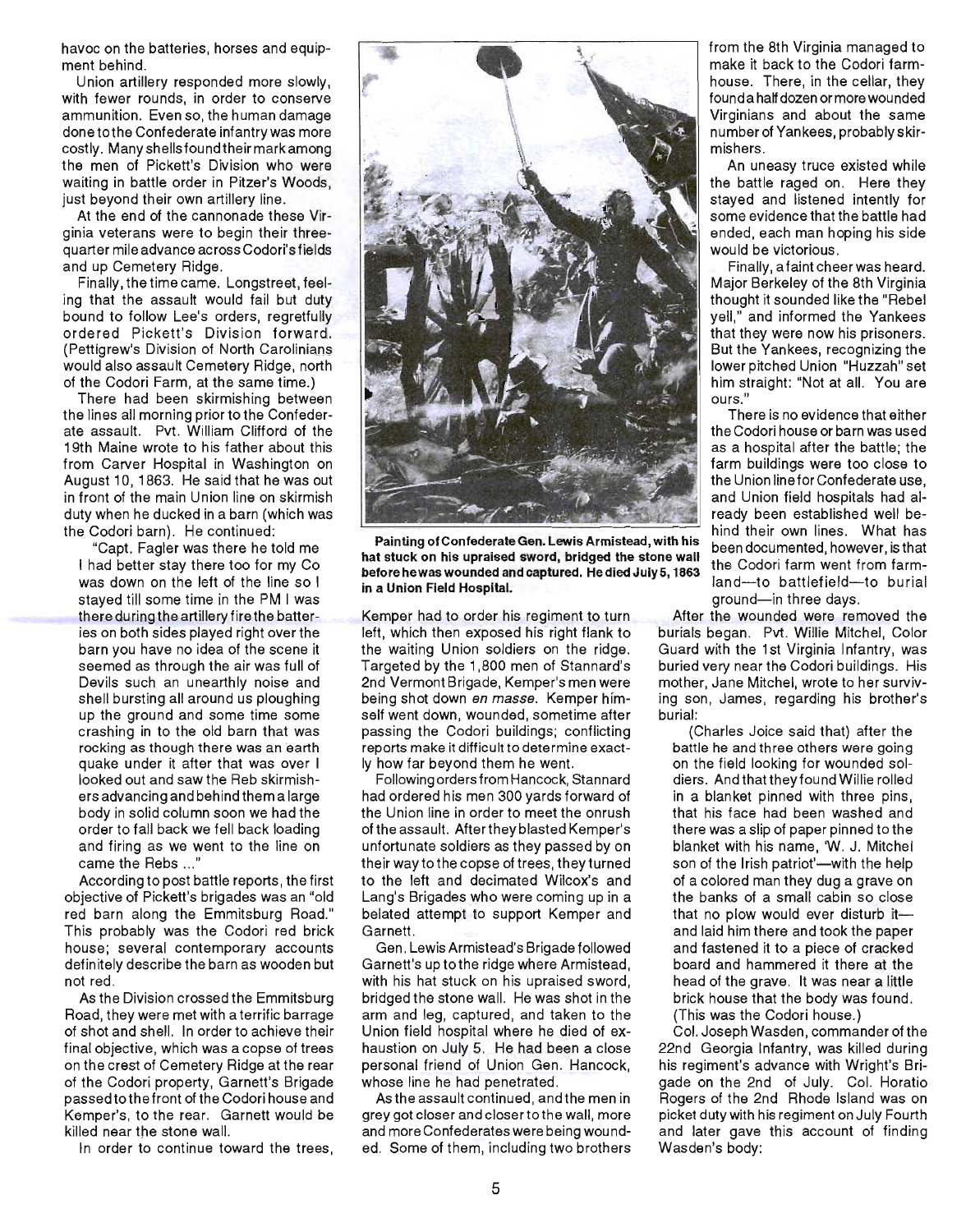havoc on the batteries, horses and equipment behind.

Union artillery responded more slowly, with fewer rounds, in order to conserve ammunition. Even so, the human damage done to the Confederate infantry was more costly. Many shells found their mark among the men of Pickett's Division who were waiting in battle order in Pitzer's Woods, just beyond their own artillery line.

At the end of the cannonade these Virginia veterans were to begin their three-quarter mile advance across Codori's fields and up Cemetery Ridge.

Finally, the time came. Longstreet, feeling that the assault would fail but duty bound to follow Lee's orders, regretfully ordered Pickett's Division forward. (Pettigrew's Division of North Carolinians would also assault Cemetery Ridge, north of the Codori Farm, at the same time.)

There had been skirmishing between the lines all morning prior to the Confederate assault. Pvt. William Clifford of the 19th Maine wrote to his father about this from Carver Hospital in Washington on August 10, 1863. He said that he was out in front of the main Union line on skirmish duty when he ducked in a barn (which was the Codori barn). He continued:

> "Capt. Fagler was there he told me I had better stay there too for my Co was down on the left of the line so I stayed till some time in the PM I was there during the artillery fire the batteries on both sides played right over the barn you have no idea of the scene it seemed as through the air was full of Devils such an unearthly noise and shell bursting all around us ploughing up the ground and some time some crashing in to the old barn that was rocking as though there was an earth quake under it after that was over I looked out and saw the Reb skirmishers advancing and behind them a large body in solid column soon we had the order to fall back we fell back loading and firing as we went to the line on came the Rebs ..."

According to post battle reports, the first objective of Pickett's brigades was an "old red barn along the Emmitsburg Road." This probably was the Codori red brick house; several contemporary accounts definitely describe the barn as wooden but not red.

As the Division crossed the Emmitsburg Road, they were met with a terrific barrage of shot and shell. In order to achieve their final objective, which was a copse of trees on the crest of Cemetery Ridge at the rear of the Codori property, Garnett's Brigade passed to the front of the Codori house and Kemper's, to the rear. Garnett would be killed near the stone wall.

In order to continue toward the trees, Kemper had to order his regiment to turn left, which then exposed his right flank to the waiting Union soldiers on the ridge. Targeted by the 1,800 men of Stannard's 2nd Vermont Brigade, Kemper's men were being shot down *en masse*. Kemper himself went down, wounded, sometime after passing the Codori buildings; conflicting reports make it difficult to determine exactly how far beyond them he went.

Following orders from Hancock, Stannard had ordered his men 300 yards forward of the Union line in order to meet the onrush of the assault. After they blasted Kemper's unfortunate soldiers as they passed by on their way to the copse of trees, they turned to the left and decimated Wilcox's and Lang's Brigades who were coming up in a belated attempt to support Kemper and Garnett.

Gen. Lewis Armistead's Brigade followed Garnett's up to the ridge where Armistead, with his hat stuck on his upraised sword, bridged the stone wall. He was shot in the arm and leg, captured, and taken to the Union field hospital where he died of exhaustion on July 5. He had been a close personal friend of Union Gen. Hancock, whose line he had penetrated.

**Painting of Confederate Gen. Lewis Armistead, with his hat stuck on his upraised sword, bridged the stone wall before he was wounded and captured. He died July 5, 1863 in a Union Field Hospital.**

As the assault continued, and the men in grey got closer and closer to the wall, more and more Confederates were being wounded. Some of them, including two brothers from the 8th Virginia managed to make it back to the Codori farmhouse. There, in the cellar, they found a half dozen or more wounded Virginians and about the same number of Yankees, probably skirmishers.

An uneasy truce existed while the battle raged on. Here they stayed and listened intently for some evidence that the battle had ended, each man hoping his side would be victorious.

Finally, a faint cheer was heard. Major Berkeley of the 8th Virginia thought it sounded like the "Rebel yell," and informed the Yankees that they were now his prisoners. But the Yankees, recognizing the lower pitched Union "Huzzah" set him straight: "Not at all. You are ours."

There is no evidence that either the Codori house or barn was used as a hospital after the battle; the farm buildings were too close to the Union line for Confederate use, and Union field hospitals had already been established well behind their own lines. What has been documented, however, is that the Codori farm went from farmland—to battlefield—to burial ground—in three days.

After the wounded were removed the burials began. Pvt. Willie Mitchel, Color Guard with the 1st Virginia Infantry, was buried very near the Codori buildings. His mother, Jane Mitchel, wrote to her surviving son, James, regarding his brother's burial:

> (Charles Joice said that) after the battle he and three others were going on the field looking for wounded soldiers. And that they found Willie rolled in a blanket pinned with three pins, that his face had been washed and there was a slip of paper pinned to the blanket with his name, 'W. J. Mitchel son of the Irish patriot'—with the help of a colored man they dug a grave on the banks of a small cabin so close that no plow would ever disturb it—and laid him there and took the paper and fastened it to a piece of cracked board and hammered it there at the head of the grave. It was near a little brick house that the body was found. (This was the Codori house.)

Col. Joseph Wasden, commander of the 22nd Georgia Infantry, was killed during his regiment's advance with Wright's Brigade on the 2nd of July. Col. Horatio Rogers of the 2nd Rhode Island was on picket duty with his regiment on July Fourth and later gave this account of finding Wasden's body: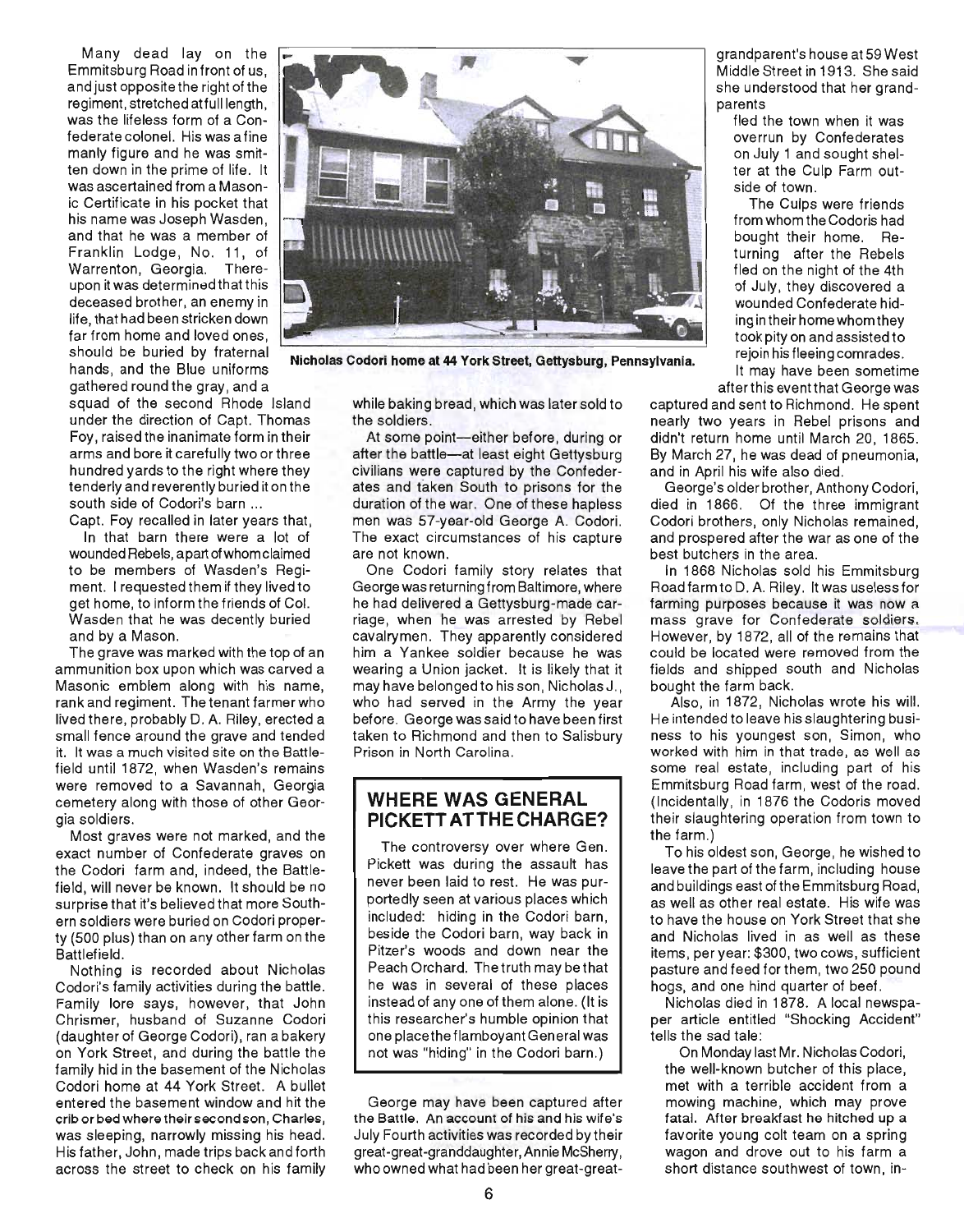Many dead lay on the Emmitsburg Road in front of us, and just opposite the right of the regiment, stretched at full length, was the lifeless form of a Confederate colonel. His was a fine manly figure and he was smitten down in the prime of life. It was ascertained from a Masonic Certificate in his pocket that his name was Joseph Wasden, and that he was a member of Franklin Lodge, No. 11, of Warrenton, Georgia. Thereupon it was determined that this deceased brother, an enemy in life, that had been stricken down far from home and loved ones, should be buried by fraternal hands, and the Blue uniforms gathered round the gray, and a squad of the second Rhode Island under the direction of Capt. Thomas Foy, raised the inanimate form in their arms and bore it carefully two or three hundred yards to the right where they tenderly and reverently buried it on the south side of Codori's barn ...

Capt. Foy recalled in later years that,

> In that barn there were a lot of wounded Rebels, a part of whom claimed to be members of Wasden's Regiment. I requested them if they lived to get home, to inform the friends of Col. Wasden that he was decently buried and by a Mason.

The grave was marked with the top of an ammunition box upon which was carved a Masonic emblem along with his name, rank and regiment. The tenant farmer who lived there, probably D. A. Riley, erected a small fence around the grave and tended it. It was a much visited site on the Battlefield until 1872, when Wasden's remains were removed to a Savannah, Georgia cemetery along with those of other Georgia soldiers.

Most graves were not marked, and the exact number of Confederate graves on the Codori farm and, indeed, the Battlefield, will never be known. It should be no surprise that it's believed that more Southern soldiers were buried on Codori property (500 plus) than on any other farm on the Battlefield.

Nothing is recorded about Nicholas Codori's family activities during the battle. Family lore says, however, that John Chrismer, husband of Suzanne Codori (daughter of George Codori), ran a bakery on York Street, and during the battle the family hid in the basement of the Nicholas Codori home at 44 York Street. A bullet entered the basement window and hit the crib or bed where their second son, Charles, was sleeping, narrowly missing his head. His father, John, made trips back and forth across the street to check on his family while baking bread, which was later sold to the soldiers.

Nicholas Codori home at 44 York Street, Gettysburg, Pennsylvania.

At some point—either before, during or after the battle—at least eight Gettysburg civilians were captured by the Confederates and taken South to prisons for the duration of the war. One of these hapless men was 57-year-old George A. Codori. The exact circumstances of his capture are not known.

One Codori family story relates that George was returning from Baltimore, where he had delivered a Gettysburg-made carriage, when he was arrested by Rebel cavalrymen. They apparently considered him a Yankee soldier because he was wearing a Union jacket. It is likely that it may have belonged to his son, Nicholas J., who had served in the Army the year before. George was said to have been first taken to Richmond and then to Salisbury Prison in North Carolina.

## WHERE WAS GENERAL PICKETT AT THE CHARGE?

The controversy over where Gen. Pickett was during the assault has never been laid to rest. He was purportedly seen at various places which included: hiding in the Codori barn, beside the Codori barn, way back in Pitzer's woods and down near the Peach Orchard. The truth may be that he was in several of these places instead of any one of them alone. (It is this researcher's humble opinion that one place the flamboyant General was not was "hiding" in the Codori barn.)

George may have been captured after the Battle. An account of his and his wife's July Fourth activities was recorded by their great-great-granddaughter, Annie McSherry, who owned what had been her great-great-grandparent's house at 59 West Middle Street in 1913. She said she understood that her grandparents

> fled the town when it was overrun by Confederates on July 1 and sought shelter at the Culp Farm outside of town.
>
> The Culps were friends from whom the Codoris had bought their home. Returning after the Rebels fled on the night of the 4th of July, they discovered a wounded Confederate hiding in their home whom they took pity on and assisted to rejoin his fleeing comrades.

It may have been sometime after this event that George was captured and sent to Richmond. He spent nearly two years in Rebel prisons and didn't return home until March 20, 1865. By March 27, he was dead of pneumonia, and in April his wife also died.

George's older brother, Anthony Codori, died in 1866. Of the three immigrant Codori brothers, only Nicholas remained, and prospered after the war as one of the best butchers in the area.

In 1868 Nicholas sold his Emmitsburg Road farm to D. A. Riley. It was useless for farming purposes because it was now a mass grave for Confederate soldiers. However, by 1872, all of the remains that could be located were removed from the fields and shipped south and Nicholas bought the farm back.

Also, in 1872, Nicholas wrote his will. He intended to leave his slaughtering business to his youngest son, Simon, who worked with him in that trade, as well as some real estate, including part of his Emmitsburg Road farm, west of the road. (Incidentally, in 1876 the Codoris moved their slaughtering operation from town to the farm.)

To his oldest son, George, he wished to leave the part of the farm, including house and buildings east of the Emmitsburg Road, as well as other real estate. His wife was to have the house on York Street that she and Nicholas lived in as well as these items, per year: $300, two cows, sufficient pasture and feed for them, two 250 pound hogs, and one hind quarter of beef.

Nicholas died in 1878. A local newspaper article entitled "Shocking Accident" tells the sad tale:

> On Monday last Mr. Nicholas Codori, the well-known butcher of this place, met with a terrible accident from a mowing machine, which may prove fatal. After breakfast he hitched up a favorite young colt team on a spring wagon and drove out to his farm a short distance southwest of town, in-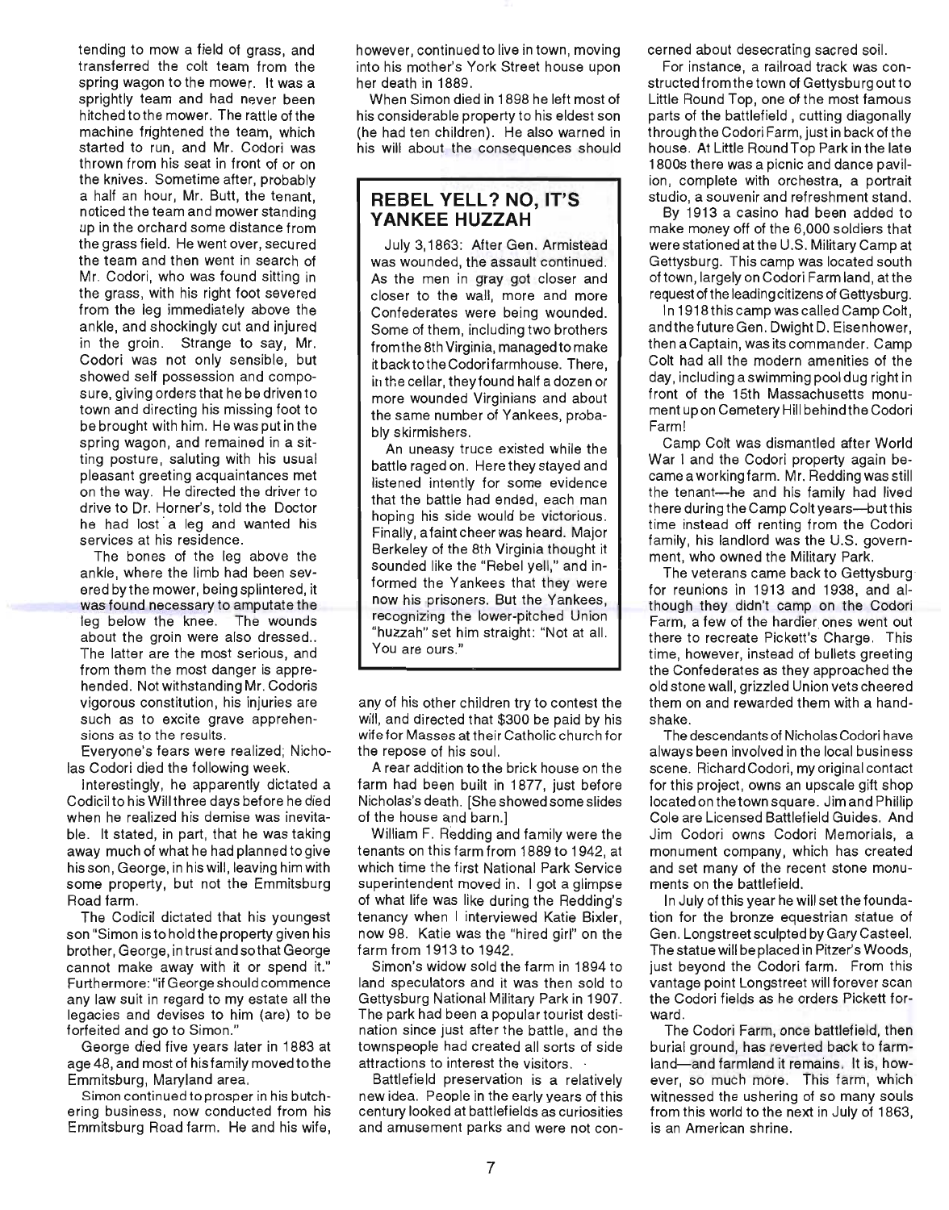tending to mow a field of grass, and transferred the colt team from the spring wagon to the mower. It was a sprightly team and had never been hitched to the mower. The rattle of the machine frightened the team, which started to run, and Mr. Codori was thrown from his seat in front of or on the knives. Sometime after, probably a half an hour, Mr. Butt, the tenant, noticed the team and mower standing up in the orchard some distance from the grass field. He went over, secured the team and then went in search of Mr. Codori, who was found sitting in the grass, with his right foot severed from the leg immediately above the ankle, and shockingly cut and injured in the groin. Strange to say, Mr. Codori was not only sensible, but showed self possession and composure, giving orders that he be driven to town and directing his missing foot to be brought with him. He was put in the spring wagon, and remained in a sitting posture, saluting with his usual pleasant greeting acquaintances met on the way. He directed the driver to drive to Dr. Horner's, told the Doctor he had lost a leg and wanted his services at his residence.

The bones of the leg above the ankle, where the limb had been severed by the mower, being splintered, it was found necessary to amputate the leg below the knee. The wounds about the groin were also dressed.. The latter are the most serious, and from them the most danger is apprehended. Not withstanding Mr. Codoris vigorous constitution, his injuries are such as to excite grave apprehensions as to the results.

Everyone's fears were realized; Nicholas Codori died the following week.

Interestingly, he apparently dictated a Codicil to his Will three days before he died when he realized his demise was inevitable. It stated, in part, that he was taking away much of what he had planned to give his son, George, in his will, leaving him with some property, but not the Emmitsburg Road farm.

The Codicil dictated that his youngest son "Simon is to hold the property given his brother, George, in trust and so that George cannot make away with it or spend it." Furthermore: "if George should commence any law suit in regard to my estate all the legacies and devises to him (are) to be forfeited and go to Simon."

George died five years later in 1883 at age 48, and most of his family moved to the Emmitsburg, Maryland area.

Simon continued to prosper in his butchering business, now conducted from his Emmitsburg Road farm. He and his wife, however, continued to live in town, moving into his mother's York Street house upon her death in 1889.

When Simon died in 1898 he left most of his considerable property to his eldest son (he had ten children). He also warned in his will about the consequences should any of his other children try to contest the will, and directed that $300 be paid by his wife for Masses at their Catholic church for the repose of his soul.

A rear addition to the brick house on the farm had been built in 1877, just before Nicholas's death. [She showed some slides of the house and barn.]

William F. Redding and family were the tenants on this farm from 1889 to 1942, at which time the first National Park Service superintendent moved in. I got a glimpse of what life was like during the Redding's tenancy when I interviewed Katie Bixler, now 98. Katie was the "hired girl" on the farm from 1913 to 1942.

Simon's widow sold the farm in 1894 to land speculators and it was then sold to Gettysburg National Military Park in 1907. The park had been a popular tourist destination since just after the battle, and the townspeople had created all sorts of side attractions to interest the visitors.

Battlefield preservation is a relatively new idea. People in the early years of this century looked at battlefields as curiosities and amusement parks and were not concerned about desecrating sacred soil.

For instance, a railroad track was constructed from the town of Gettysburg out to Little Round Top, one of the most famous parts of the battlefield, cutting diagonally through the Codori Farm, just in back of the house. At Little Round Top Park in the late 1800s there was a picnic and dance pavilion, complete with orchestra, a portrait studio, a souvenir and refreshment stand.

By 1913 a casino had been added to make money off of the 6,000 soldiers that were stationed at the U.S. Military Camp at Gettysburg. This camp was located south of town, largely on Codori Farm land, at the request of the leading citizens of Gettysburg.

In 1918 this camp was called Camp Colt, and the future Gen. Dwight D. Eisenhower, then a Captain, was its commander. Camp Colt had all the modern amenities of the day, including a swimming pool dug right in front of the 15th Massachusetts monument up on Cemetery Hill behind the Codori Farm!

Camp Colt was dismantled after World War I and the Codori property again became a working farm. Mr. Redding was still the tenant—he and his family had lived there during the Camp Colt years—but this time instead off renting from the Codori family, his landlord was the U.S. government, who owned the Military Park.

The veterans came back to Gettysburg for reunions in 1913 and 1938, and although they didn't camp on the Codori Farm, a few of the hardier ones went out there to recreate Pickett's Charge. This time, however, instead of bullets greeting the Confederates as they approached the old stone wall, grizzled Union vets cheered them on and rewarded them with a handshake.

The descendants of Nicholas Codori have always been involved in the local business scene. Richard Codori, my original contact for this project, owns an upscale gift shop located on the town square. Jim and Phillip Cole are Licensed Battlefield Guides. And Jim Codori owns Codori Memorials, a monument company, which has created and set many of the recent stone monuments on the battlefield.

In July of this year he will set the foundation for the bronze equestrian statue of Gen. Longstreet sculpted by Gary Casteel. The statue will be placed in Pitzer's Woods, just beyond the Codori farm. From this vantage point Longstreet will forever scan the Codori fields as he orders Pickett forward.

The Codori Farm, once battlefield, then burial ground, has reverted back to farmland—and farmland it remains. It is, however, so much more. This farm, which witnessed the ushering of so many souls from this world to the next in July of 1863, is an American shrine.

## REBEL YELL? NO, IT'S YANKEE HUZZAH

July 3, 1863: After Gen. Armistead was wounded, the assault continued. As the men in gray got closer and closer to the wall, more and more Confederates were being wounded. Some of them, including two brothers from the 8th Virginia, managed to make it back to the Codori farmhouse. There, in the cellar, they found half a dozen or more wounded Virginians and about the same number of Yankees, probably skirmishers.

An uneasy truce existed while the battle raged on. Here they stayed and listened intently for some evidence that the battle had ended, each man hoping his side would be victorious. Finally, a faint cheer was heard. Major Berkeley of the 8th Virginia thought it sounded like the "Rebel yell," and informed the Yankees that they were now his prisoners. But the Yankees, recognizing the lower-pitched Union "huzzah" set him straight: "Not at all. You are ours."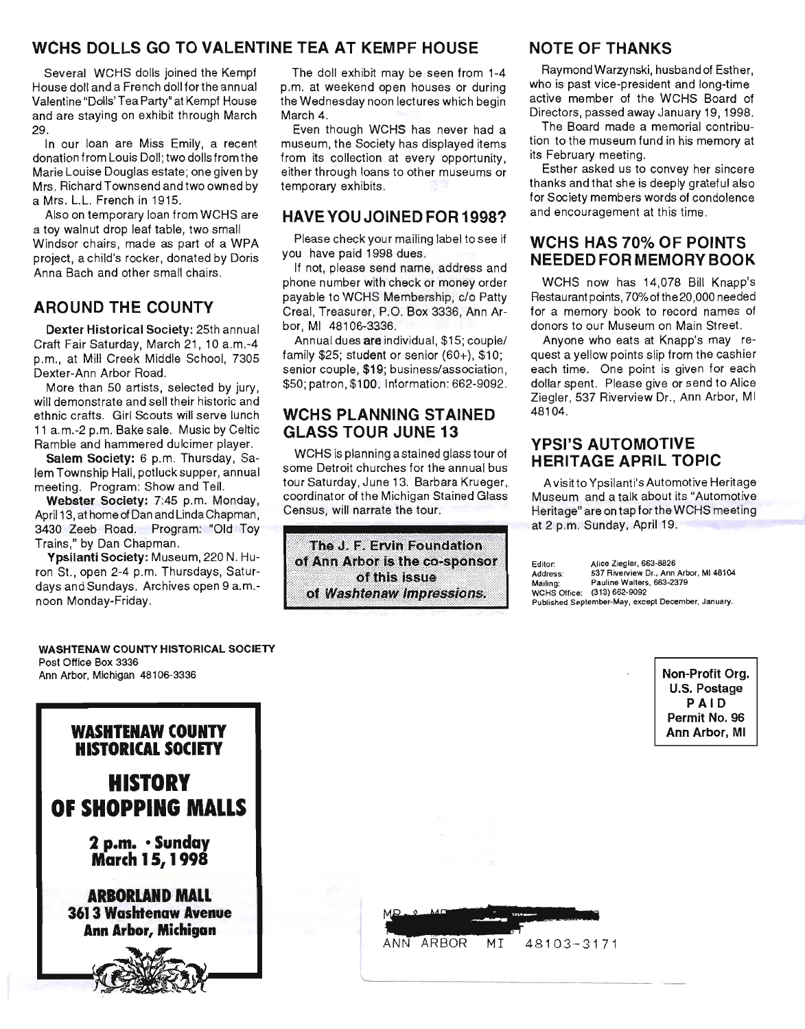## WCHS DOLLS GO TO VALENTINE TEA AT KEMPF HOUSE

Several WCHS dolls joined the Kempf House doll and a French doll for the annual Valentine "Dolls' Tea Party" at Kempf House and are staying on exhibit through March 29.

In our loan are Miss Emily, a recent donation from Louis Doll; two dolls from the Marie Louise Douglas estate; one given by Mrs. Richard Townsend and two owned by a Mrs. L.L. French in 1915.

Also on temporary loan from WCHS are a toy walnut drop leaf table, two small Windsor chairs, made as part of a WPA project, a child's rocker, donated by Doris Anna Bach and other small chairs.

The doll exhibit may be seen from 1-4 p.m. at weekend open houses or during the Wednesday noon lectures which begin March 4.

Even though WCHS has never had a museum, the Society has displayed items from its collection at every opportunity, either through loans to other museums or temporary exhibits.

## AROUND THE COUNTY

**Dexter Historical Society:** 25th annual Craft Fair Saturday, March 21, 10 a.m.-4 p.m., at Mill Creek Middle School, 7305 Dexter-Ann Arbor Road.

More than 50 artists, selected by jury, will demonstrate and sell their historic and ethnic crafts. Girl Scouts will serve lunch 11 a.m.-2 p.m. Bake sale. Music by Celtic Ramble and hammered dulcimer player.

**Salem Society:** 6 p.m. Thursday, Salem Township Hall, potluck supper, annual meeting. Program: Show and Tell.

**Webster Society:** 7:45 p.m. Monday, April 13, at home of Dan and Linda Chapman, 3430 Zeeb Road. Program: "Old Toy Trains," by Dan Chapman.

**Ypsilanti Society:** Museum, 220 N. Huron St., open 2-4 p.m. Thursdays, Saturdays and Sundays. Archives open 9 a.m.-noon Monday-Friday.

## HAVE YOU JOINED FOR 1998?

Please check your mailing label to see if you have paid 1998 dues.

If not, please send name, address and phone number with check or money order payable to WCHS Membership, c/o Patty Creal, Treasurer, P.O. Box 3336, Ann Arbor, MI 48106-3336.

Annual dues are individual, $15; couple/family $25; student or senior (60+), $10; senior couple, $19; business/association, $50; patron, $100. Information: 662-9092.

## WCHS PLANNING STAINED GLASS TOUR JUNE 13

WCHS is planning a stained glass tour of some Detroit churches for the annual bus tour Saturday, June 13. Barbara Krueger, coordinator of the Michigan Stained Glass Census, will narrate the tour.

**The J. F. Ervin Foundation of Ann Arbor is the co-sponsor of this issue of *Washtenaw Impressions.***

## NOTE OF THANKS

Raymond Warzynski, husband of Esther, who is past vice-president and long-time active member of the WCHS Board of Directors, passed away January 19, 1998.

The Board made a memorial contribution to the museum fund in his memory at its February meeting.

Esther asked us to convey her sincere thanks and that she is deeply grateful also for Society members words of condolence and encouragement at this time.

## WCHS HAS 70% OF POINTS NEEDED FOR MEMORY BOOK

WCHS now has 14,078 Bill Knapp's Restaurant points, 70% of the 20,000 needed for a memory book to record names of donors to our Museum on Main Street.

Anyone who eats at Knapp's may request a yellow points slip from the cashier each time. One point is given for each dollar spent. Please give or send to Alice Ziegler, 537 Riverview Dr., Ann Arbor, MI 48104.

## YPSI'S AUTOMOTIVE HERITAGE APRIL TOPIC

A visit to Ypsilanti's Automotive Heritage Museum and a talk about its "Automotive Heritage" are on tap for the WCHS meeting at 2 p.m. Sunday, April 19.

Editor: Alice Ziegler, 663-8826
Address: 537 Riverview Dr., Ann Arbor, MI 48104
Mailing: Pauline Walters, 663-2379
WCHS Office: (313) 662-9092
Published September-May, except December, January.

**WASHTENAW COUNTY HISTORICAL SOCIETY**
Post Office Box 3336
Ann Arbor, Michigan 48106-3336

**Non-Profit Org.**
**U.S. Postage**
**PAID**
**Permit No. 96**
**Ann Arbor, MI**

**WASHTENAW COUNTY HISTORICAL SOCIETY**

# HISTORY OF SHOPPING MALLS

**2 p.m. • Sunday March 15, 1998**

**ARBORLAND MALL**
**3613 Washtenaw Avenue**
**Ann Arbor, Michigan**

ANN ARBOR MI 48103-3171